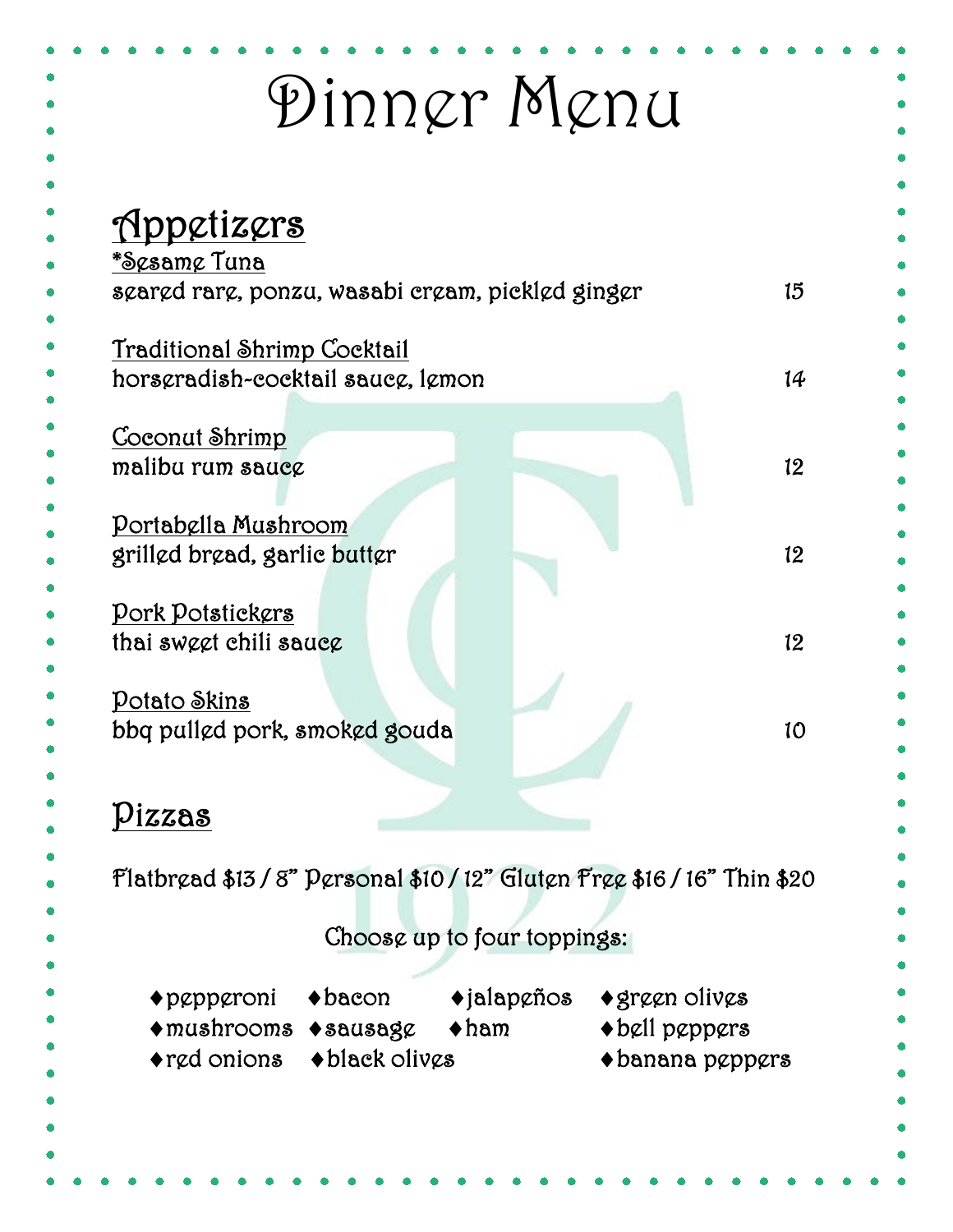# Dinner Menu

## Appetizers

*Sesame Tuna
seared rare, ponzu, wasabi cream, pickled ginger — 15

Traditional Shrimp Cocktail
horseradish-cocktail sauce, lemon — 14

Coconut Shrimp
malibu rum sauce — 12

Portabella Mushroom
grilled bread, garlic butter — 12

Pork Potstickers
thai sweet chili sauce — 12

Potato Skins
bbq pulled pork, smoked gouda — 10

## Pizzas

Flatbread $13 / 8" Personal $10 / 12" Gluten Free $16 / 16" Thin $20

Choose up to four toppings:

- pepperoni
- mushrooms
- red onions
- bacon
- sausage
- black olives
- jalapeños
- ham
- green olives
- bell peppers
- banana peppers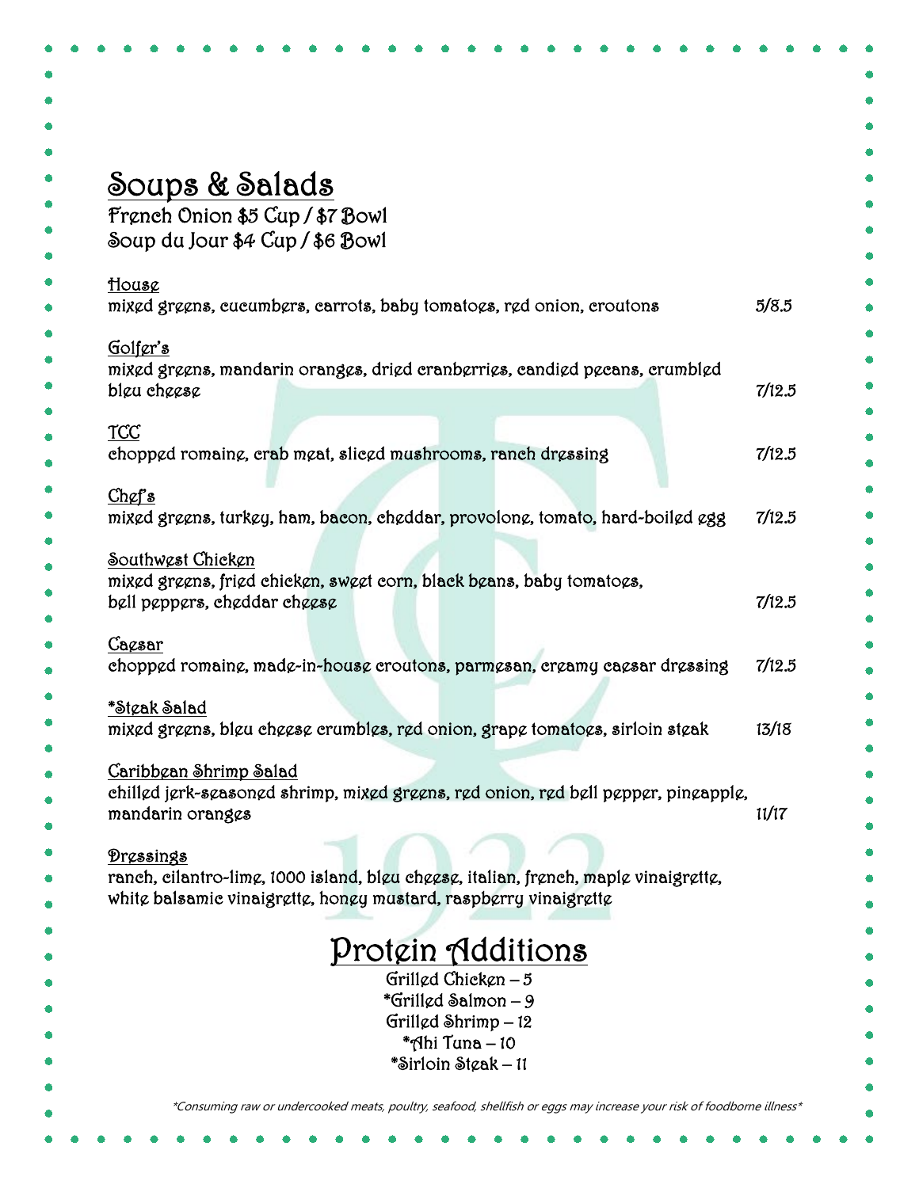# Soups & Salads

French Onion $5 Cup / $7 Bowl
Soup du Jour $4 Cup / $6 Bowl

**House**
mixed greens, cucumbers, carrots, baby tomatoes, red onion, croutons 5/8.5

**Golfer's**
mixed greens, mandarin oranges, dried cranberries, candied pecans, crumbled bleu cheese 7/12.5

**TCC**
chopped romaine, crab meat, sliced mushrooms, ranch dressing 7/12.5

**Chef's**
mixed greens, turkey, ham, bacon, cheddar, provolone, tomato, hard-boiled egg 7/12.5

**Southwest Chicken**
mixed greens, fried chicken, sweet corn, black beans, baby tomatoes, bell peppers, cheddar cheese 7/12.5

**Caesar**
chopped romaine, made-in-house croutons, parmesan, creamy caesar dressing 7/12.5

***Steak Salad**
mixed greens, bleu cheese crumbles, red onion, grape tomatoes, sirloin steak 13/18

**Caribbean Shrimp Salad**
chilled jerk-seasoned shrimp, mixed greens, red onion, red bell pepper, pineapple, mandarin oranges 11/17

**Dressings**
ranch, cilantro-lime, 1000 island, bleu cheese, italian, french, maple vinaigrette, white balsamic vinaigrette, honey mustard, raspberry vinaigrette

## Protein Additions

Grilled Chicken – 5
*Grilled Salmon – 9
Grilled Shrimp – 12
*Ahi Tuna – 10
*Sirloin Steak – 11

*\*Consuming raw or undercooked meats, poultry, seafood, shellfish or eggs may increase your risk of foodborne illness\**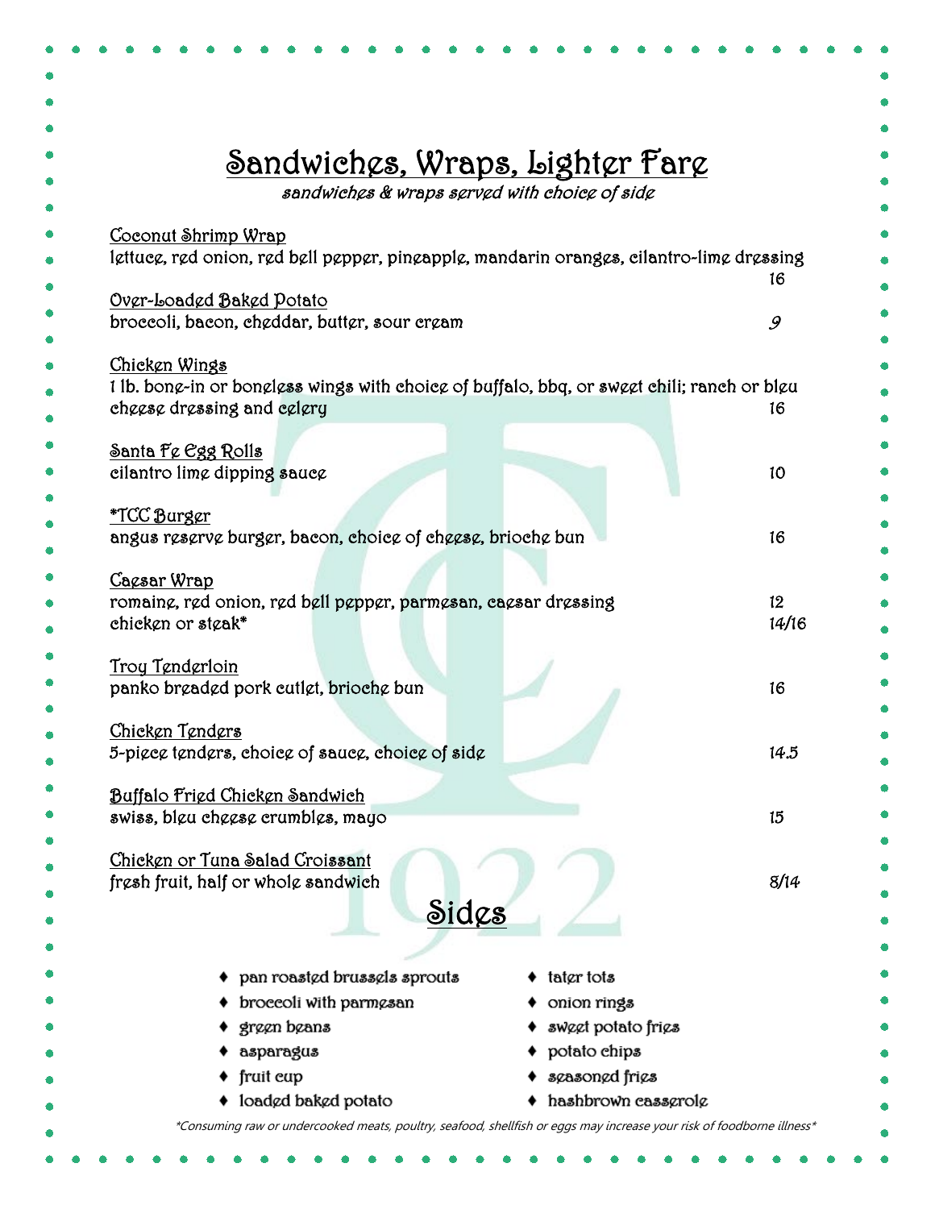# Sandwiches, Wraps, Lighter Fare

*sandwiches & wraps served with choice of side*

Coconut Shrimp Wrap
lettuce, red onion, red bell pepper, pineapple, mandarin oranges, cilantro-lime dressing — 16

Over-Loaded Baked Potato
broccoli, bacon, cheddar, butter, sour cream — 9

Chicken Wings
1 lb. bone-in or boneless wings with choice of buffalo, bbq, or sweet chili; ranch or bleu cheese dressing and celery — 16

Santa Fe Egg Rolls
cilantro lime dipping sauce — 10

*TCC Burger
angus reserve burger, bacon, choice of cheese, brioche bun — 16

Caesar Wrap
romaine, red onion, red bell pepper, parmesan, caesar dressing — 12
chicken or steak* — 14/16

Troy Tenderloin
panko breaded pork cutlet, brioche bun — 16

Chicken Tenders
5-piece tenders, choice of sauce, choice of side — 14.5

Buffalo Fried Chicken Sandwich
swiss, bleu cheese crumbles, mayo — 15

Chicken or Tuna Salad Croissant
fresh fruit, half or whole sandwich — 8/14

## Sides

- pan roasted brussels sprouts
- broccoli with parmesan
- green beans
- asparagus
- fruit cup
- loaded baked potato
- tater tots
- onion rings
- sweet potato fries
- potato chips
- seasoned fries
- hashbrown casserole

*\*Consuming raw or undercooked meats, poultry, seafood, shellfish or eggs may increase your risk of foodborne illness\**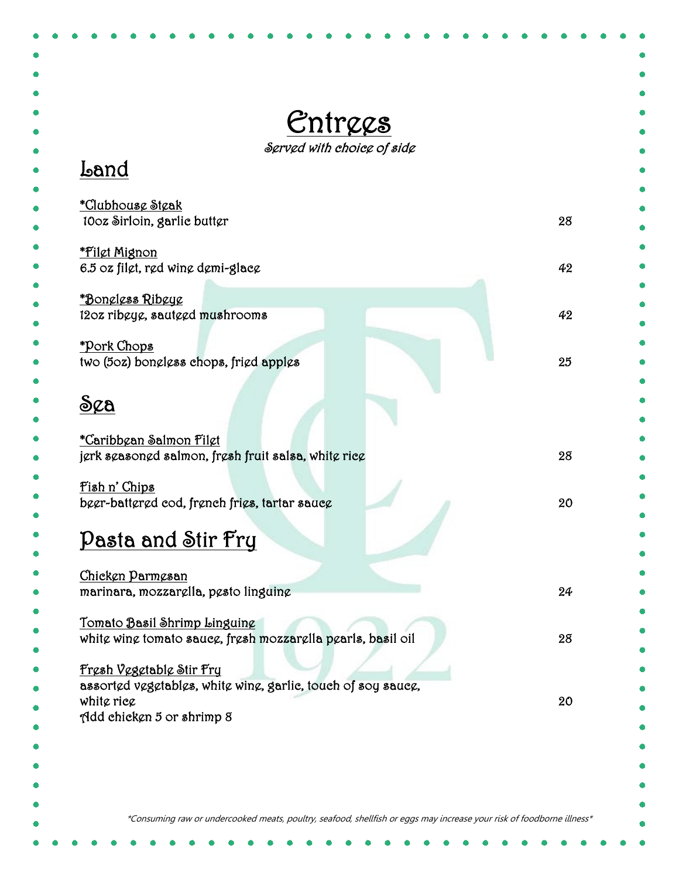# Entrees

*Served with choice of side*

## Land

*Clubhouse Steak
10oz Sirloin, garlic butter — 28

*Filet Mignon
6.5 oz filet, red wine demi-glace — 42

*Boneless Ribeye
12oz ribeye, sauteed mushrooms — 42

*Pork Chops
two (5oz) boneless chops, fried apples — 25

## Sea

*Caribbean Salmon Filet
jerk seasoned salmon, fresh fruit salsa, white rice — 28

Fish n' Chips
beer-battered cod, french fries, tartar sauce — 20

## Pasta and Stir Fry

Chicken Parmesan
marinara, mozzarella, pesto linguine — 24

Tomato Basil Shrimp Linguine
white wine tomato sauce, fresh mozzarella pearls, basil oil — 28

Fresh Vegetable Stir Fry
assorted vegetables, white wine, garlic, touch of soy sauce, white rice — 20
Add chicken 5 or shrimp 8

*Consuming raw or undercooked meats, poultry, seafood, shellfish or eggs may increase your risk of foodborne illness*